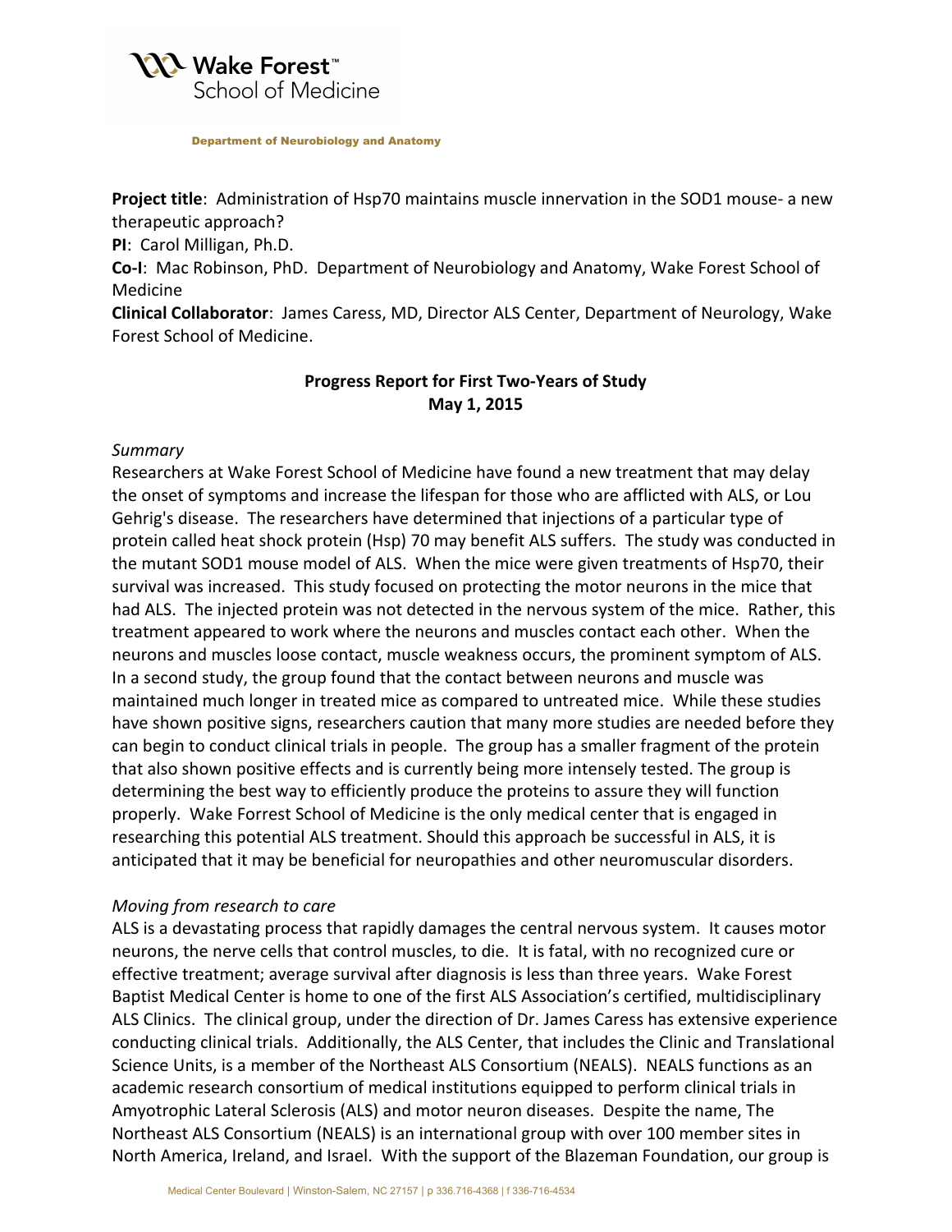**Wake Forest™ School of Medicine**

Department of Neurobiology and Anatomy

**Project title**: Administration of Hsp70 maintains muscle innervation in the SOD1 mouse- a new therapeutic approach?

**PI**: Carol Milligan, Ph.D.

**Co-I**: Mac Robinson, PhD. Department of Neurobiology and Anatomy, Wake Forest School of Medicine

**Clinical Collaborator**: James Caress, MD, Director ALS Center, Department of Neurology, Wake Forest School of Medicine.

**Progress Report for First Two-Years of Study**
**May 1, 2015**

*Summary*

Researchers at Wake Forest School of Medicine have found a new treatment that may delay the onset of symptoms and increase the lifespan for those who are afflicted with ALS, or Lou Gehrig's disease. The researchers have determined that injections of a particular type of protein called heat shock protein (Hsp) 70 may benefit ALS suffers. The study was conducted in the mutant SOD1 mouse model of ALS. When the mice were given treatments of Hsp70, their survival was increased. This study focused on protecting the motor neurons in the mice that had ALS. The injected protein was not detected in the nervous system of the mice. Rather, this treatment appeared to work where the neurons and muscles contact each other. When the neurons and muscles loose contact, muscle weakness occurs, the prominent symptom of ALS. In a second study, the group found that the contact between neurons and muscle was maintained much longer in treated mice as compared to untreated mice. While these studies have shown positive signs, researchers caution that many more studies are needed before they can begin to conduct clinical trials in people. The group has a smaller fragment of the protein that also shown positive effects and is currently being more intensely tested. The group is determining the best way to efficiently produce the proteins to assure they will function properly. Wake Forrest School of Medicine is the only medical center that is engaged in researching this potential ALS treatment. Should this approach be successful in ALS, it is anticipated that it may be beneficial for neuropathies and other neuromuscular disorders.

*Moving from research to care*

ALS is a devastating process that rapidly damages the central nervous system. It causes motor neurons, the nerve cells that control muscles, to die. It is fatal, with no recognized cure or effective treatment; average survival after diagnosis is less than three years. Wake Forest Baptist Medical Center is home to one of the first ALS Association's certified, multidisciplinary ALS Clinics. The clinical group, under the direction of Dr. James Caress has extensive experience conducting clinical trials. Additionally, the ALS Center, that includes the Clinic and Translational Science Units, is a member of the Northeast ALS Consortium (NEALS). NEALS functions as an academic research consortium of medical institutions equipped to perform clinical trials in Amyotrophic Lateral Sclerosis (ALS) and motor neuron diseases. Despite the name, The Northeast ALS Consortium (NEALS) is an international group with over 100 member sites in North America, Ireland, and Israel. With the support of the Blazeman Foundation, our group is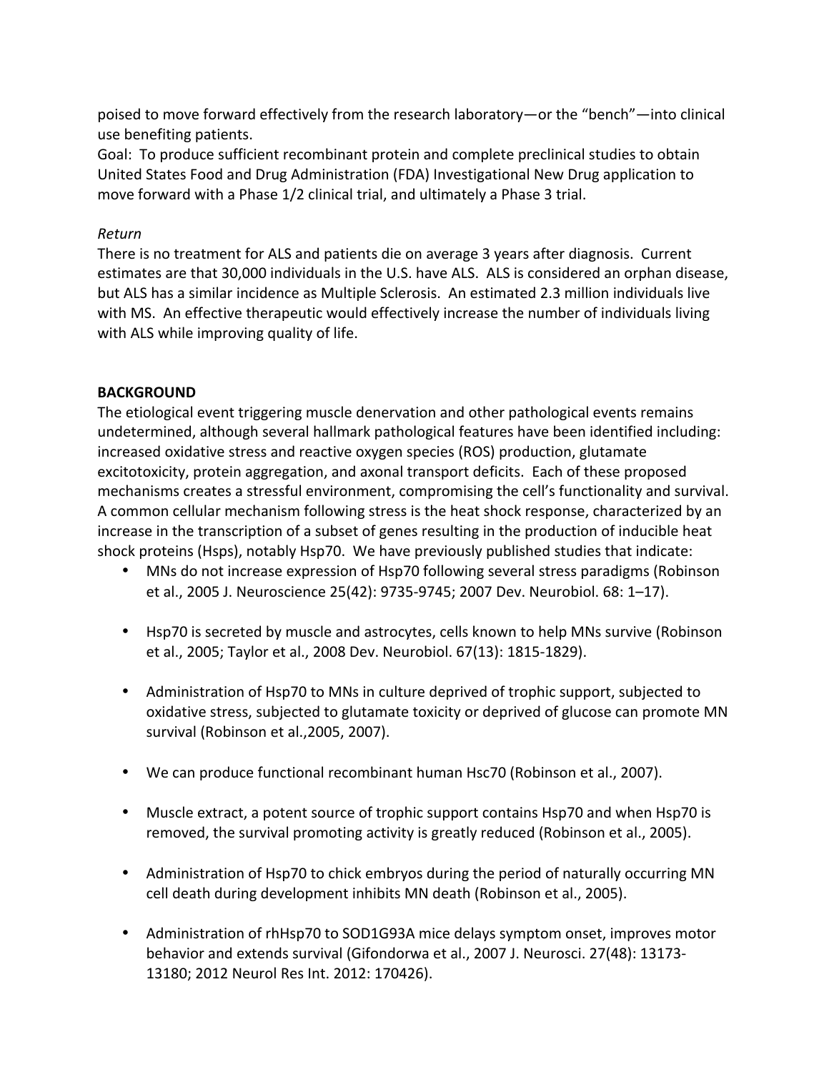poised to move forward effectively from the research laboratory—or the "bench"—into clinical use benefiting patients.

Goal: To produce sufficient recombinant protein and complete preclinical studies to obtain United States Food and Drug Administration (FDA) Investigational New Drug application to move forward with a Phase 1/2 clinical trial, and ultimately a Phase 3 trial.

*Return*

There is no treatment for ALS and patients die on average 3 years after diagnosis. Current estimates are that 30,000 individuals in the U.S. have ALS. ALS is considered an orphan disease, but ALS has a similar incidence as Multiple Sclerosis. An estimated 2.3 million individuals live with MS. An effective therapeutic would effectively increase the number of individuals living with ALS while improving quality of life.

**BACKGROUND**

The etiological event triggering muscle denervation and other pathological events remains undetermined, although several hallmark pathological features have been identified including: increased oxidative stress and reactive oxygen species (ROS) production, glutamate excitotoxicity, protein aggregation, and axonal transport deficits. Each of these proposed mechanisms creates a stressful environment, compromising the cell's functionality and survival. A common cellular mechanism following stress is the heat shock response, characterized by an increase in the transcription of a subset of genes resulting in the production of inducible heat shock proteins (Hsps), notably Hsp70. We have previously published studies that indicate:

- MNs do not increase expression of Hsp70 following several stress paradigms (Robinson et al., 2005 J. Neuroscience 25(42): 9735-9745; 2007 Dev. Neurobiol. 68: 1–17).

- Hsp70 is secreted by muscle and astrocytes, cells known to help MNs survive (Robinson et al., 2005; Taylor et al., 2008 Dev. Neurobiol. 67(13): 1815-1829).

- Administration of Hsp70 to MNs in culture deprived of trophic support, subjected to oxidative stress, subjected to glutamate toxicity or deprived of glucose can promote MN survival (Robinson et al.,2005, 2007).

- We can produce functional recombinant human Hsc70 (Robinson et al., 2007).

- Muscle extract, a potent source of trophic support contains Hsp70 and when Hsp70 is removed, the survival promoting activity is greatly reduced (Robinson et al., 2005).

- Administration of Hsp70 to chick embryos during the period of naturally occurring MN cell death during development inhibits MN death (Robinson et al., 2005).

- Administration of rhHsp70 to SOD1G93A mice delays symptom onset, improves motor behavior and extends survival (Gifondorwa et al., 2007 J. Neurosci. 27(48): 13173-13180; 2012 Neurol Res Int. 2012: 170426).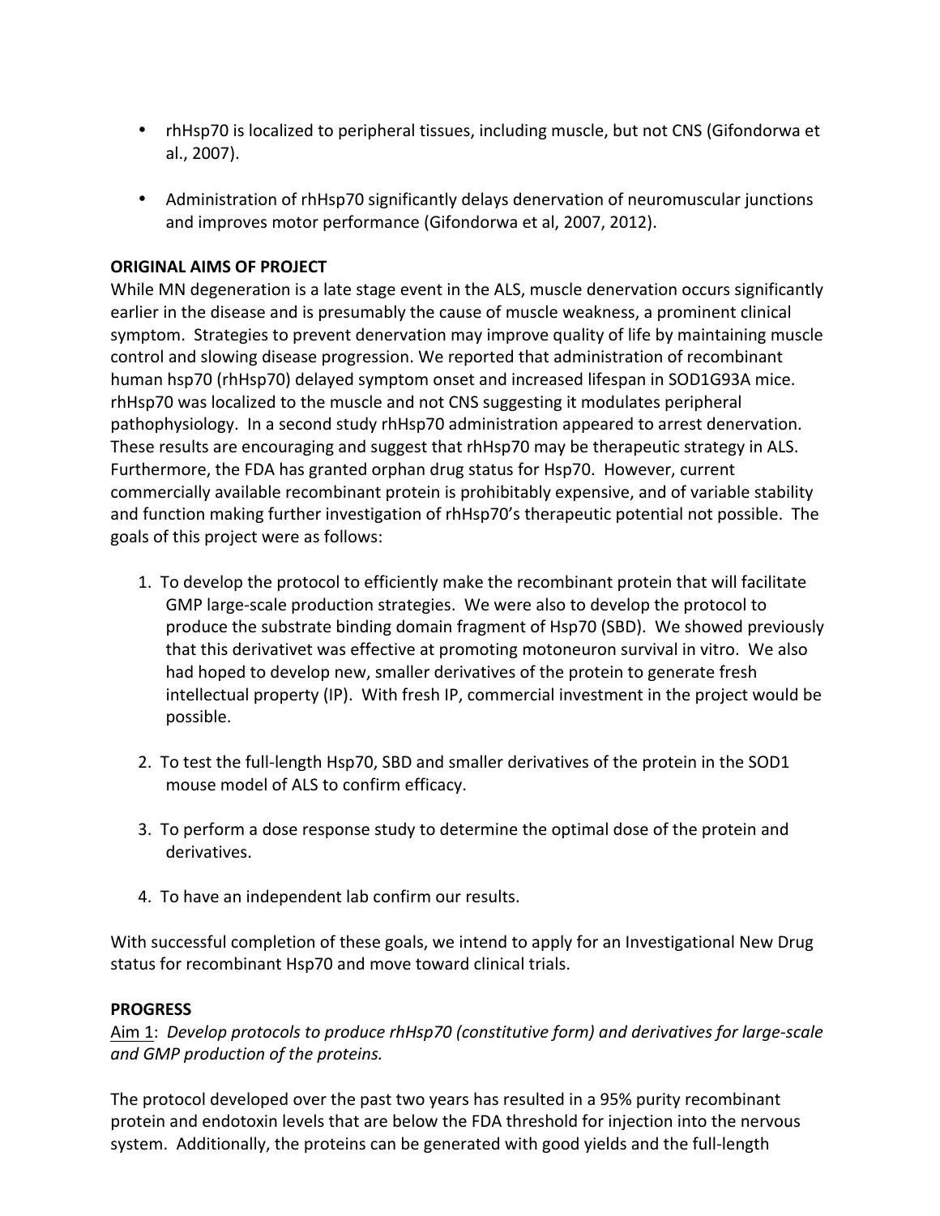- rhHsp70 is localized to peripheral tissues, including muscle, but not CNS (Gifondorwa et al., 2007).

- Administration of rhHsp70 significantly delays denervation of neuromuscular junctions and improves motor performance (Gifondorwa et al, 2007, 2012).

**ORIGINAL AIMS OF PROJECT**

While MN degeneration is a late stage event in the ALS, muscle denervation occurs significantly earlier in the disease and is presumably the cause of muscle weakness, a prominent clinical symptom. Strategies to prevent denervation may improve quality of life by maintaining muscle control and slowing disease progression. We reported that administration of recombinant human hsp70 (rhHsp70) delayed symptom onset and increased lifespan in SOD1G93A mice. rhHsp70 was localized to the muscle and not CNS suggesting it modulates peripheral pathophysiology. In a second study rhHsp70 administration appeared to arrest denervation. These results are encouraging and suggest that rhHsp70 may be therapeutic strategy in ALS. Furthermore, the FDA has granted orphan drug status for Hsp70. However, current commercially available recombinant protein is prohibitably expensive, and of variable stability and function making further investigation of rhHsp70's therapeutic potential not possible. The goals of this project were as follows:

1. To develop the protocol to efficiently make the recombinant protein that will facilitate GMP large-scale production strategies. We were also to develop the protocol to produce the substrate binding domain fragment of Hsp70 (SBD). We showed previously that this derivativet was effective at promoting motoneuron survival in vitro. We also had hoped to develop new, smaller derivatives of the protein to generate fresh intellectual property (IP). With fresh IP, commercial investment in the project would be possible.

2. To test the full-length Hsp70, SBD and smaller derivatives of the protein in the SOD1 mouse model of ALS to confirm efficacy.

3. To perform a dose response study to determine the optimal dose of the protein and derivatives.

4. To have an independent lab confirm our results.

With successful completion of these goals, we intend to apply for an Investigational New Drug status for recombinant Hsp70 and move toward clinical trials.

**PROGRESS**

Aim 1: *Develop protocols to produce rhHsp70 (constitutive form) and derivatives for large-scale and GMP production of the proteins.*

The protocol developed over the past two years has resulted in a 95% purity recombinant protein and endotoxin levels that are below the FDA threshold for injection into the nervous system. Additionally, the proteins can be generated with good yields and the full-length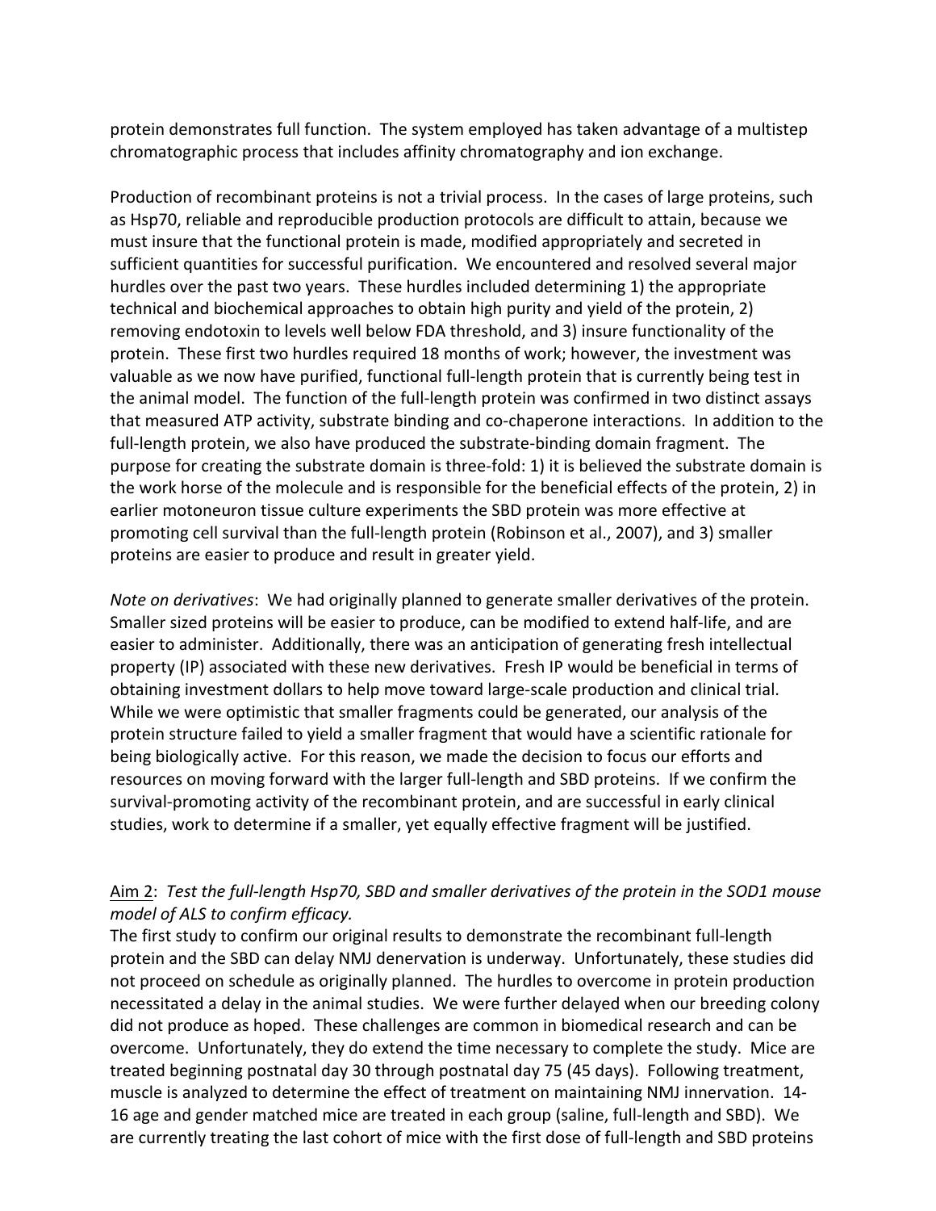protein demonstrates full function. The system employed has taken advantage of a multistep chromatographic process that includes affinity chromatography and ion exchange.

Production of recombinant proteins is not a trivial process. In the cases of large proteins, such as Hsp70, reliable and reproducible production protocols are difficult to attain, because we must insure that the functional protein is made, modified appropriately and secreted in sufficient quantities for successful purification. We encountered and resolved several major hurdles over the past two years. These hurdles included determining 1) the appropriate technical and biochemical approaches to obtain high purity and yield of the protein, 2) removing endotoxin to levels well below FDA threshold, and 3) insure functionality of the protein. These first two hurdles required 18 months of work; however, the investment was valuable as we now have purified, functional full-length protein that is currently being test in the animal model. The function of the full-length protein was confirmed in two distinct assays that measured ATP activity, substrate binding and co-chaperone interactions. In addition to the full-length protein, we also have produced the substrate-binding domain fragment. The purpose for creating the substrate domain is three-fold: 1) it is believed the substrate domain is the work horse of the molecule and is responsible for the beneficial effects of the protein, 2) in earlier motoneuron tissue culture experiments the SBD protein was more effective at promoting cell survival than the full-length protein (Robinson et al., 2007), and 3) smaller proteins are easier to produce and result in greater yield.

*Note on derivatives*: We had originally planned to generate smaller derivatives of the protein. Smaller sized proteins will be easier to produce, can be modified to extend half-life, and are easier to administer. Additionally, there was an anticipation of generating fresh intellectual property (IP) associated with these new derivatives. Fresh IP would be beneficial in terms of obtaining investment dollars to help move toward large-scale production and clinical trial. While we were optimistic that smaller fragments could be generated, our analysis of the protein structure failed to yield a smaller fragment that would have a scientific rationale for being biologically active. For this reason, we made the decision to focus our efforts and resources on moving forward with the larger full-length and SBD proteins. If we confirm the survival-promoting activity of the recombinant protein, and are successful in early clinical studies, work to determine if a smaller, yet equally effective fragment will be justified.

<u>Aim 2</u>: *Test the full-length Hsp70, SBD and smaller derivatives of the protein in the SOD1 mouse model of ALS to confirm efficacy.*

The first study to confirm our original results to demonstrate the recombinant full-length protein and the SBD can delay NMJ denervation is underway. Unfortunately, these studies did not proceed on schedule as originally planned. The hurdles to overcome in protein production necessitated a delay in the animal studies. We were further delayed when our breeding colony did not produce as hoped. These challenges are common in biomedical research and can be overcome. Unfortunately, they do extend the time necessary to complete the study. Mice are treated beginning postnatal day 30 through postnatal day 75 (45 days). Following treatment, muscle is analyzed to determine the effect of treatment on maintaining NMJ innervation. 14-16 age and gender matched mice are treated in each group (saline, full-length and SBD). We are currently treating the last cohort of mice with the first dose of full-length and SBD proteins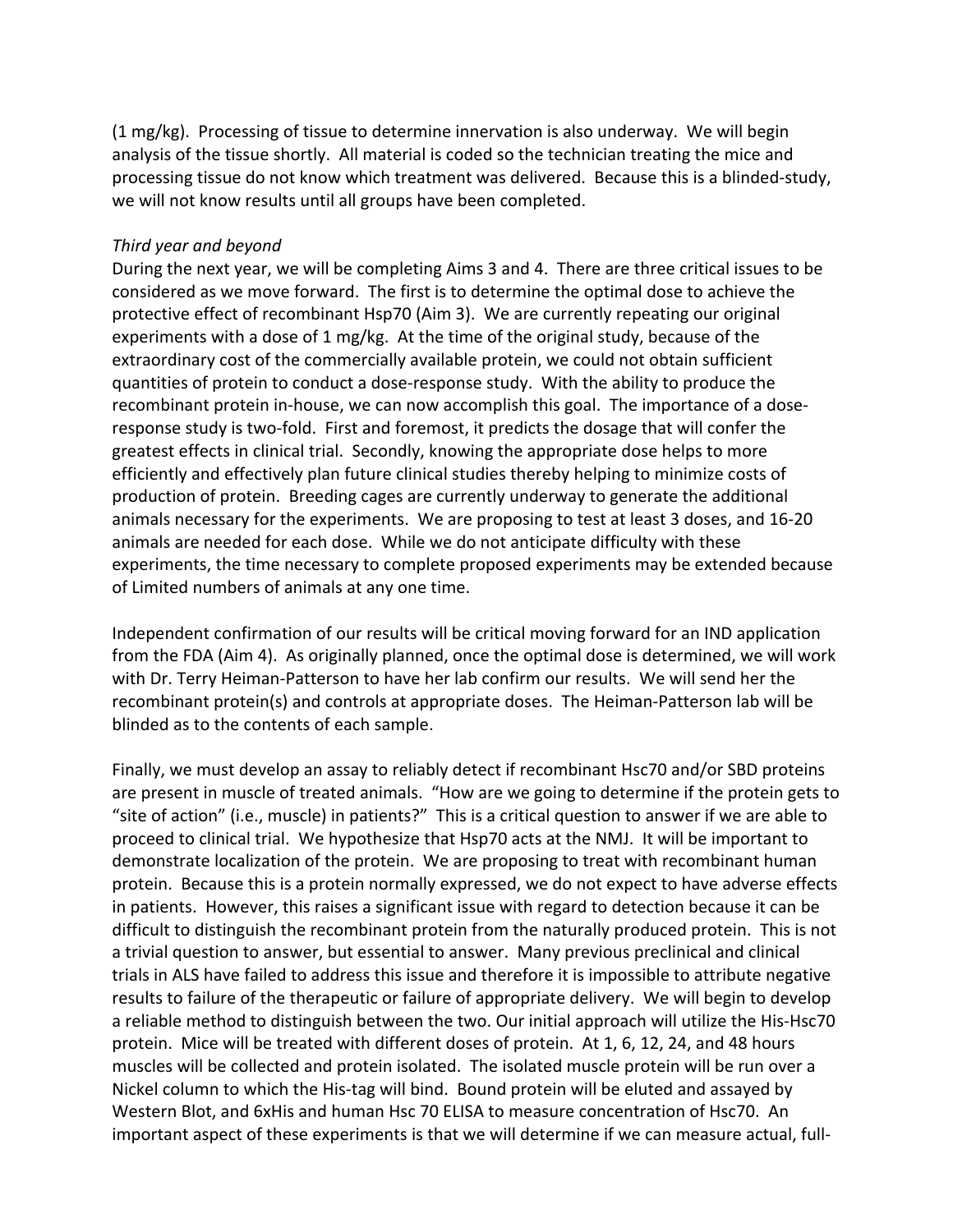(1 mg/kg). Processing of tissue to determine innervation is also underway. We will begin analysis of the tissue shortly. All material is coded so the technician treating the mice and processing tissue do not know which treatment was delivered. Because this is a blinded-study, we will not know results until all groups have been completed.

*Third year and beyond*

During the next year, we will be completing Aims 3 and 4. There are three critical issues to be considered as we move forward. The first is to determine the optimal dose to achieve the protective effect of recombinant Hsp70 (Aim 3). We are currently repeating our original experiments with a dose of 1 mg/kg. At the time of the original study, because of the extraordinary cost of the commercially available protein, we could not obtain sufficient quantities of protein to conduct a dose-response study. With the ability to produce the recombinant protein in-house, we can now accomplish this goal. The importance of a dose-response study is two-fold. First and foremost, it predicts the dosage that will confer the greatest effects in clinical trial. Secondly, knowing the appropriate dose helps to more efficiently and effectively plan future clinical studies thereby helping to minimize costs of production of protein. Breeding cages are currently underway to generate the additional animals necessary for the experiments. We are proposing to test at least 3 doses, and 16-20 animals are needed for each dose. While we do not anticipate difficulty with these experiments, the time necessary to complete proposed experiments may be extended because of Limited numbers of animals at any one time.

Independent confirmation of our results will be critical moving forward for an IND application from the FDA (Aim 4). As originally planned, once the optimal dose is determined, we will work with Dr. Terry Heiman-Patterson to have her lab confirm our results. We will send her the recombinant protein(s) and controls at appropriate doses. The Heiman-Patterson lab will be blinded as to the contents of each sample.

Finally, we must develop an assay to reliably detect if recombinant Hsc70 and/or SBD proteins are present in muscle of treated animals. "How are we going to determine if the protein gets to "site of action" (i.e., muscle) in patients?" This is a critical question to answer if we are able to proceed to clinical trial. We hypothesize that Hsp70 acts at the NMJ. It will be important to demonstrate localization of the protein. We are proposing to treat with recombinant human protein. Because this is a protein normally expressed, we do not expect to have adverse effects in patients. However, this raises a significant issue with regard to detection because it can be difficult to distinguish the recombinant protein from the naturally produced protein. This is not a trivial question to answer, but essential to answer. Many previous preclinical and clinical trials in ALS have failed to address this issue and therefore it is impossible to attribute negative results to failure of the therapeutic or failure of appropriate delivery. We will begin to develop a reliable method to distinguish between the two. Our initial approach will utilize the His-Hsc70 protein. Mice will be treated with different doses of protein. At 1, 6, 12, 24, and 48 hours muscles will be collected and protein isolated. The isolated muscle protein will be run over a Nickel column to which the His-tag will bind. Bound protein will be eluted and assayed by Western Blot, and 6xHis and human Hsc 70 ELISA to measure concentration of Hsc70. An important aspect of these experiments is that we will determine if we can measure actual, full-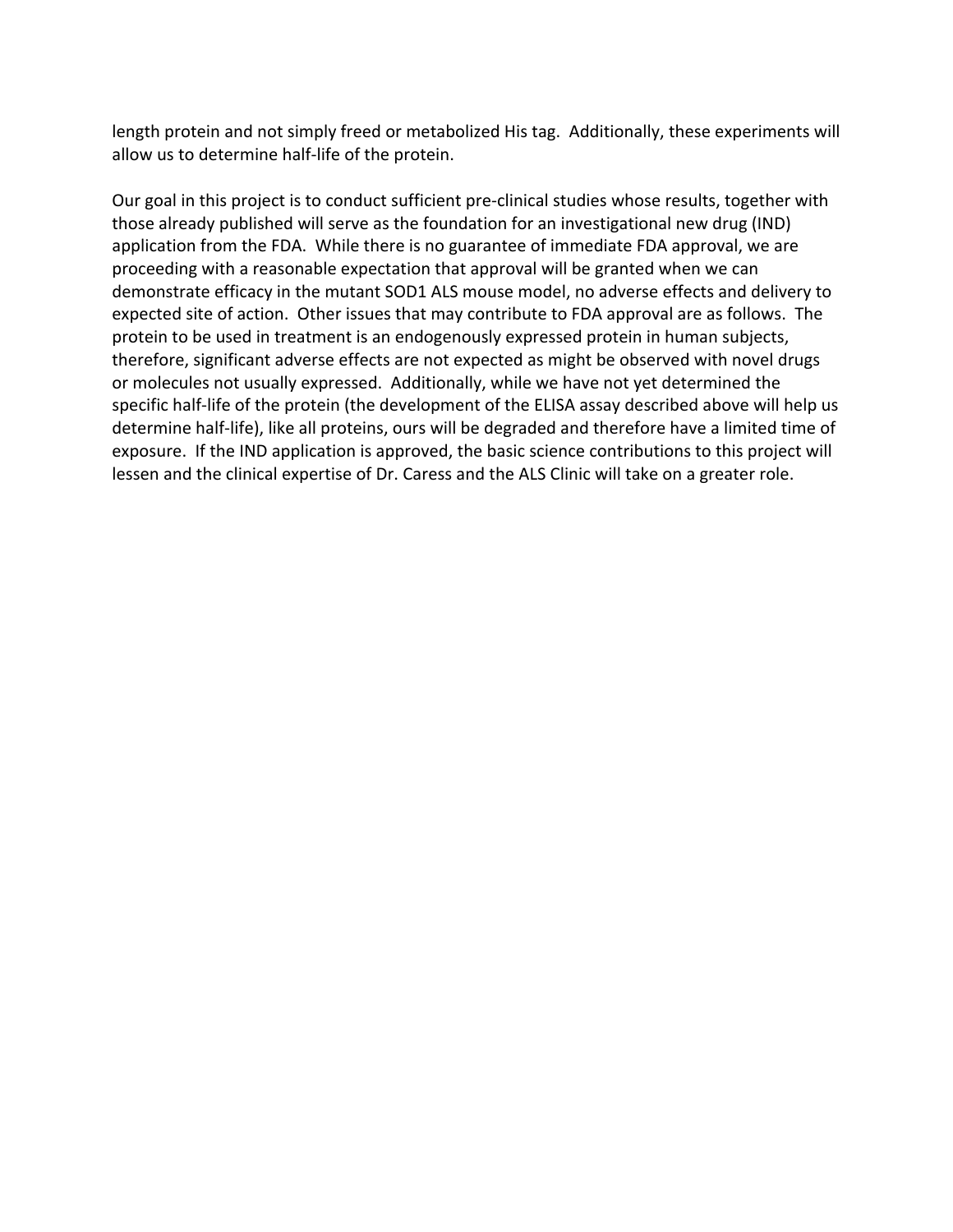length protein and not simply freed or metabolized His tag. Additionally, these experiments will allow us to determine half-life of the protein.

Our goal in this project is to conduct sufficient pre-clinical studies whose results, together with those already published will serve as the foundation for an investigational new drug (IND) application from the FDA. While there is no guarantee of immediate FDA approval, we are proceeding with a reasonable expectation that approval will be granted when we can demonstrate efficacy in the mutant SOD1 ALS mouse model, no adverse effects and delivery to expected site of action. Other issues that may contribute to FDA approval are as follows. The protein to be used in treatment is an endogenously expressed protein in human subjects, therefore, significant adverse effects are not expected as might be observed with novel drugs or molecules not usually expressed. Additionally, while we have not yet determined the specific half-life of the protein (the development of the ELISA assay described above will help us determine half-life), like all proteins, ours will be degraded and therefore have a limited time of exposure. If the IND application is approved, the basic science contributions to this project will lessen and the clinical expertise of Dr. Caress and the ALS Clinic will take on a greater role.